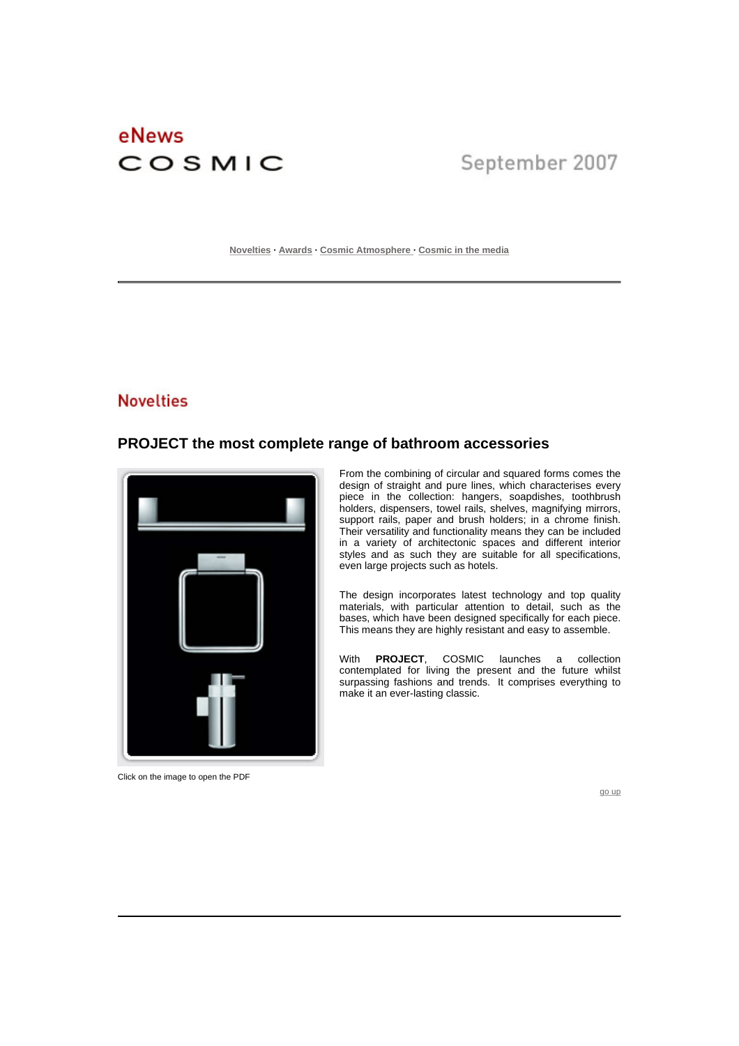# eNews COSMIC

September 2007

Novelties · Awards · Cosmic Atmosphere · Cosmic in the media

## Novelties

### PROJECT the most complete range of bathroom accessories

From the combining of circular and squared forms comes the design of straight and pure lines, which characterises every piece in the collection: hangers, soapdishes, toothbrush holders, dispensers, towel rails, shelves, magnifying mirrors, support rails, paper and brush holders; in a chrome finish. Their versatility and functionality means they can be included in a variety of architectonic spaces and different interior styles and as such they are suitable for all specifications, even large projects such as hotels.

The design incorporates latest technology and top quality materials, with particular attention to detail, such as the bases, which have been designed specifically for each piece. This means they are highly resistant and easy to assemble.

With **PROJECT**, COSMIC launches a collection contemplated for living the present and the future whilst surpassing fashions and trends. It comprises everything to make it an ever-lasting classic.

Click on the image to open the PDF

go up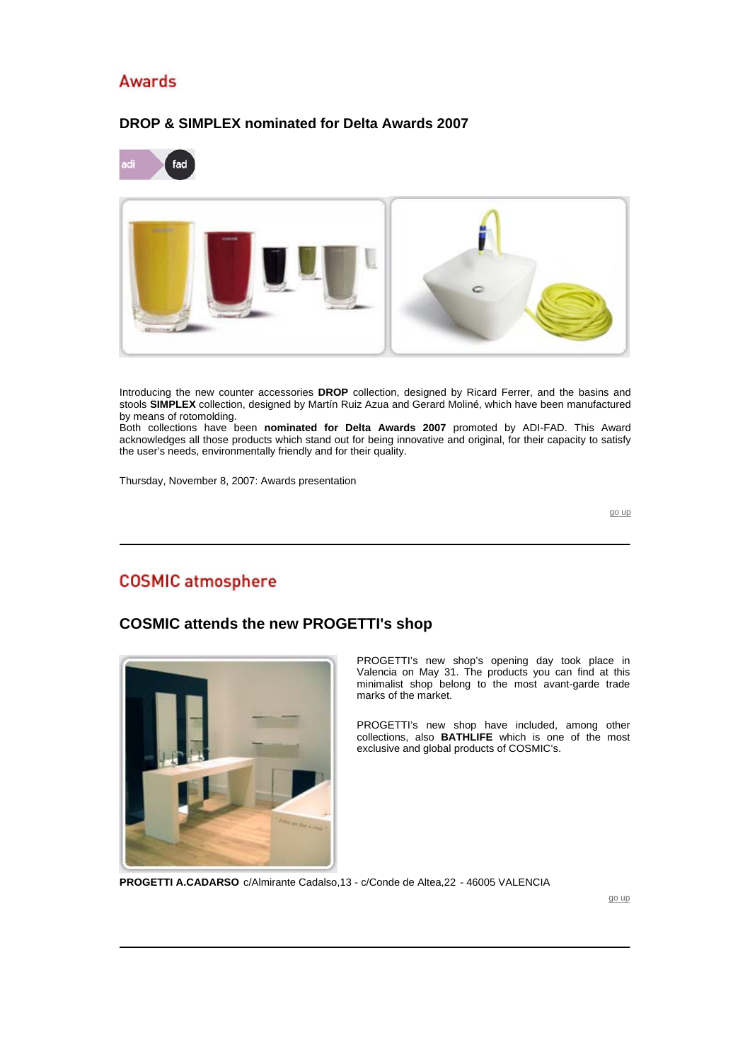## Awards

### DROP & SIMPLEX nominated for Delta Awards 2007

Introducing the new counter accessories **DROP** collection, designed by Ricard Ferrer, and the basins and stools **SIMPLEX** collection, designed by Martín Ruiz Azua and Gerard Moliné, which have been manufactured by means of rotomolding.
Both collections have been **nominated for Delta Awards 2007** promoted by ADI-FAD. This Award acknowledges all those products which stand out for being innovative and original, for their capacity to satisfy the user's needs, environmentally friendly and for their quality.

Thursday, November 8, 2007: Awards presentation

go up

---

## COSMIC atmosphere

### COSMIC attends the new PROGETTI's shop

PROGETTI's new shop's opening day took place in Valencia on May 31. The products you can find at this minimalist shop belong to the most avant-garde trade marks of the market.

PROGETTI's new shop have included, among other collections, also **BATHLIFE** which is one of the most exclusive and global products of COSMIC's.

**PROGETTI A.CADARSO** c/Almirante Cadalso,13 - c/Conde de Altea,22 - 46005 VALENCIA

go up

---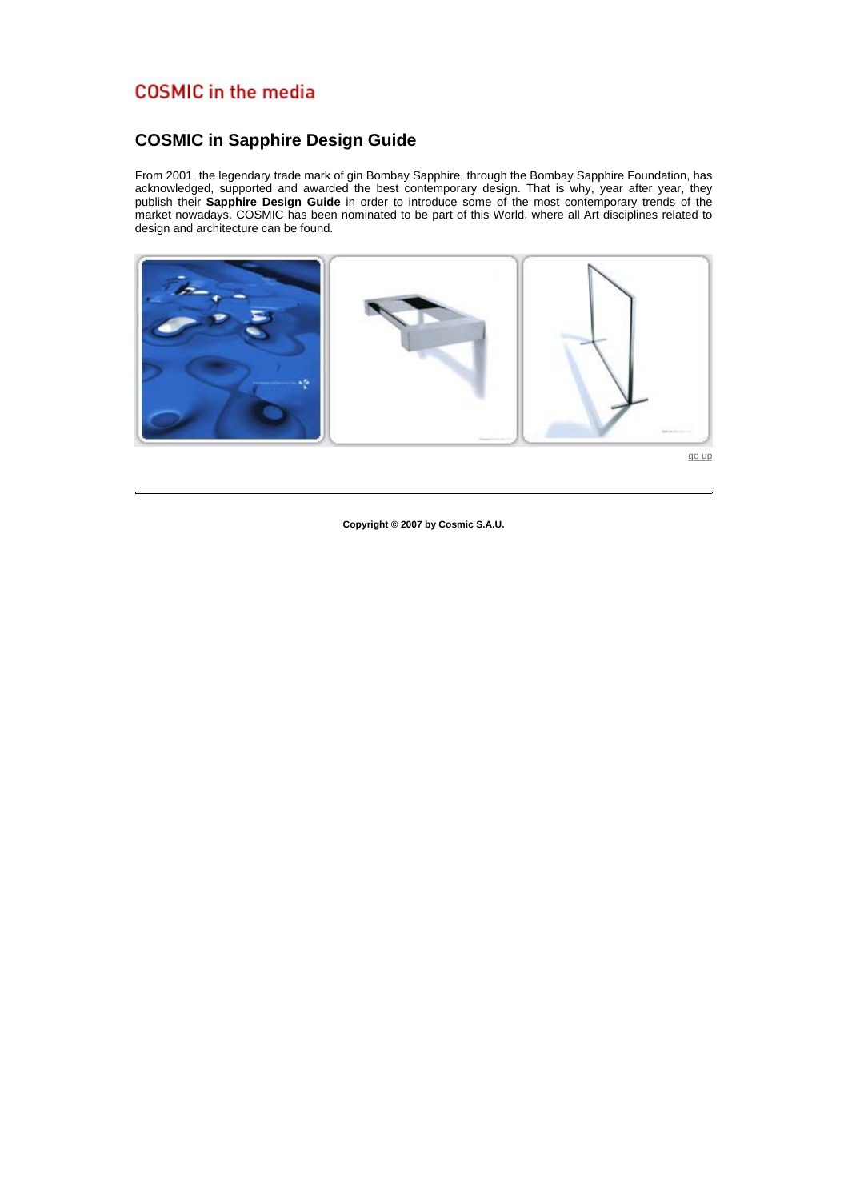# COSMIC in the media

## COSMIC in Sapphire Design Guide

From 2001, the legendary trade mark of gin Bombay Sapphire, through the Bombay Sapphire Foundation, has acknowledged, supported and awarded the best contemporary design. That is why, year after year, they publish their **Sapphire Design Guide** in order to introduce some of the most contemporary trends of the market nowadays. COSMIC has been nominated to be part of this World, where all Art disciplines related to design and architecture can be found.

go up

---

**Copyright © 2007 by Cosmic S.A.U.**